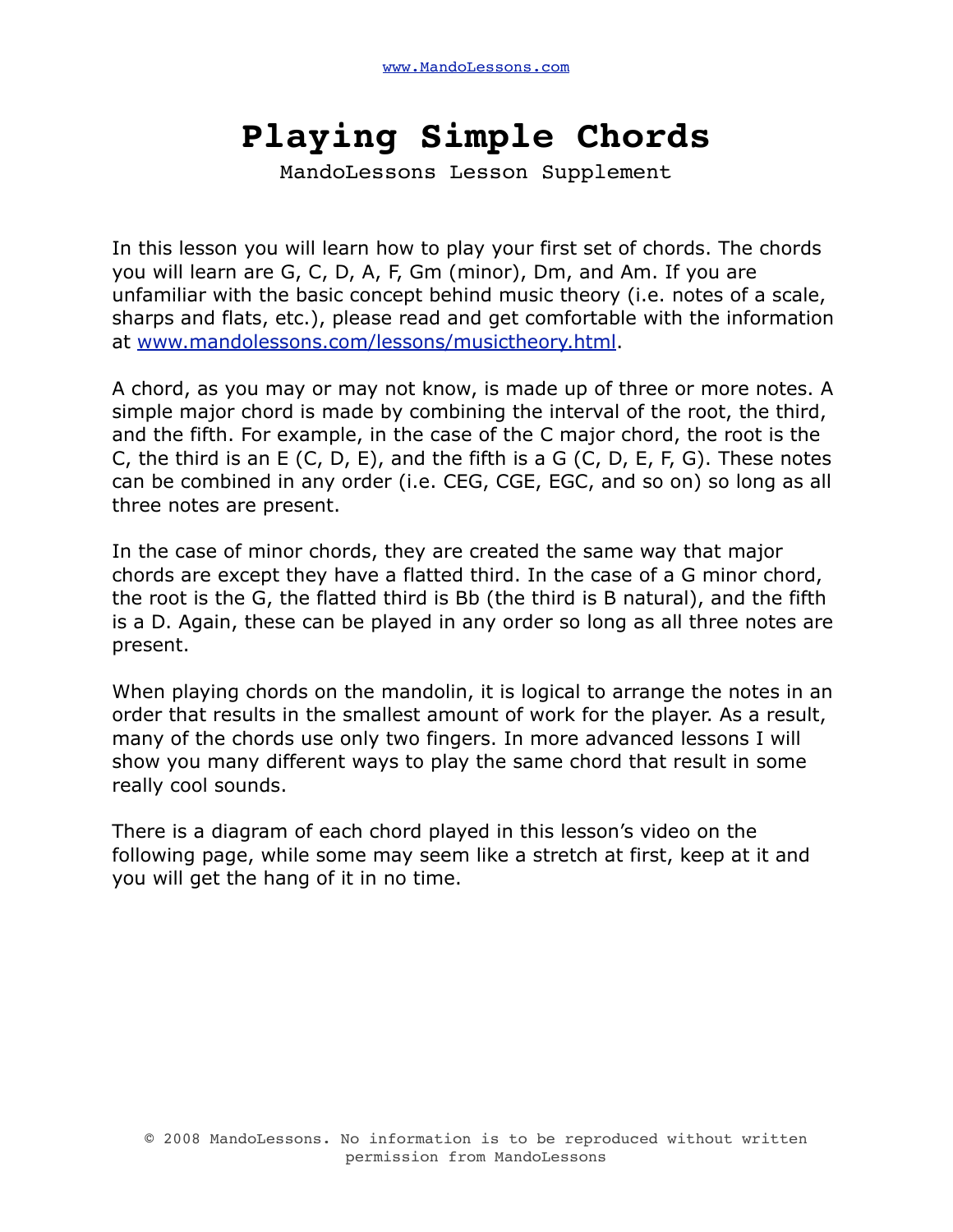# Playing Simple Chords

MandoLessons Lesson Supplement

In this lesson you will learn how to play your first set of chords. The chords you will learn are G, C, D, A, F, Gm (minor), Dm, and Am. If you are unfamiliar with the basic concept behind music theory (i.e. notes of a scale, sharps and flats, etc.), please read and get comfortable with the information at www.mandolessons.com/lessons/musictheory.html.

A chord, as you may or may not know, is made up of three or more notes. A simple major chord is made by combining the interval of the root, the third, and the fifth. For example, in the case of the C major chord, the root is the C, the third is an E (C, D, E), and the fifth is a G (C, D, E, F, G). These notes can be combined in any order (i.e. CEG, CGE, EGC, and so on) so long as all three notes are present.

In the case of minor chords, they are created the same way that major chords are except they have a flatted third. In the case of a G minor chord, the root is the G, the flatted third is Bb (the third is B natural), and the fifth is a D. Again, these can be played in any order so long as all three notes are present.

When playing chords on the mandolin, it is logical to arrange the notes in an order that results in the smallest amount of work for the player. As a result, many of the chords use only two fingers. In more advanced lessons I will show you many different ways to play the same chord that result in some really cool sounds.

There is a diagram of each chord played in this lesson's video on the following page, while some may seem like a stretch at first, keep at it and you will get the hang of it in no time.

© 2008 MandoLessons. No information is to be reproduced without written permission from MandoLessons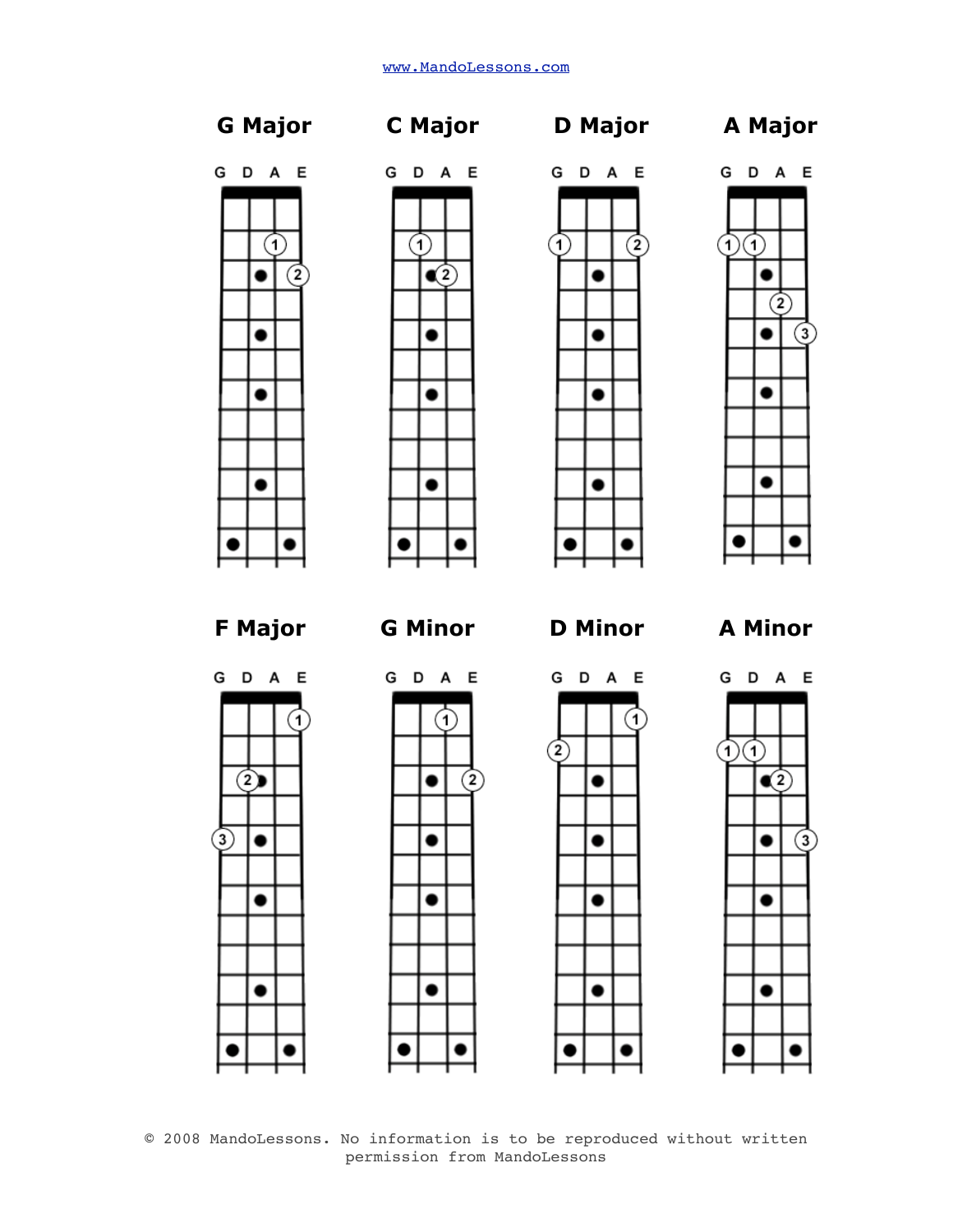G Major

G D A E

C Major

G D A E

D Major

G D A E

A Major

G D A E

F Major

G D A E

G Minor

G D A E

D Minor

G D A E

A Minor

G D A E

© 2008 MandoLessons. No information is to be reproduced without written permission from MandoLessons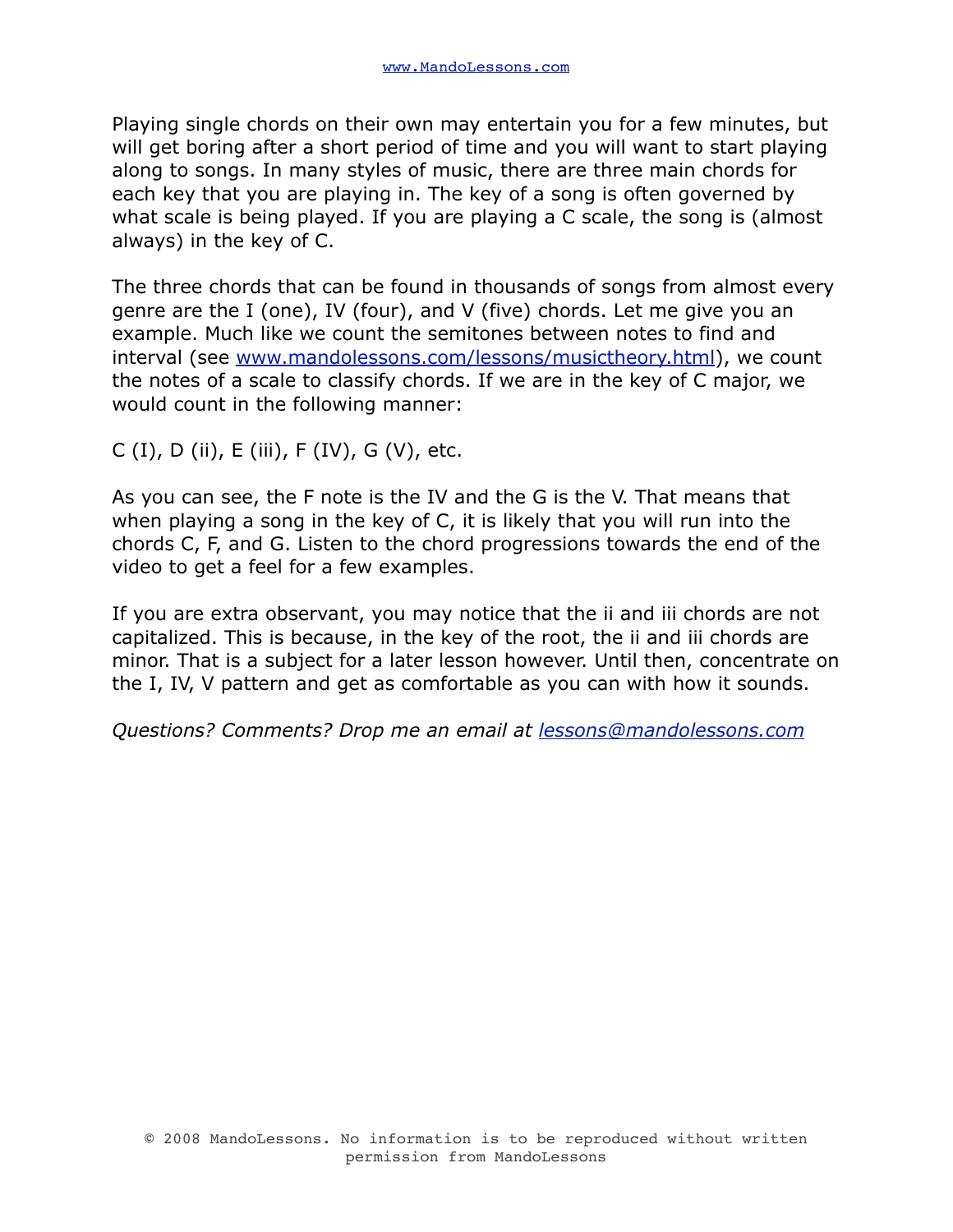Playing single chords on their own may entertain you for a few minutes, but will get boring after a short period of time and you will want to start playing along to songs. In many styles of music, there are three main chords for each key that you are playing in. The key of a song is often governed by what scale is being played. If you are playing a C scale, the song is (almost always) in the key of C.

The three chords that can be found in thousands of songs from almost every genre are the I (one), IV (four), and V (five) chords. Let me give you an example. Much like we count the semitones between notes to find and interval (see [www.mandolessons.com/lessons/musictheory.html](http://www.mandolessons.com/lessons/musictheory.html)), we count the notes of a scale to classify chords. If we are in the key of C major, we would count in the following manner:

C (I), D (ii), E (iii), F (IV), G (V), etc.

As you can see, the F note is the IV and the G is the V. That means that when playing a song in the key of C, it is likely that you will run into the chords C, F, and G. Listen to the chord progressions towards the end of the video to get a feel for a few examples.

If you are extra observant, you may notice that the ii and iii chords are not capitalized. This is because, in the key of the root, the ii and iii chords are minor. That is a subject for a later lesson however. Until then, concentrate on the I, IV, V pattern and get as comfortable as you can with how it sounds.

*Questions? Comments? Drop me an email at [lessons@mandolessons.com](mailto:lessons@mandolessons.com)*